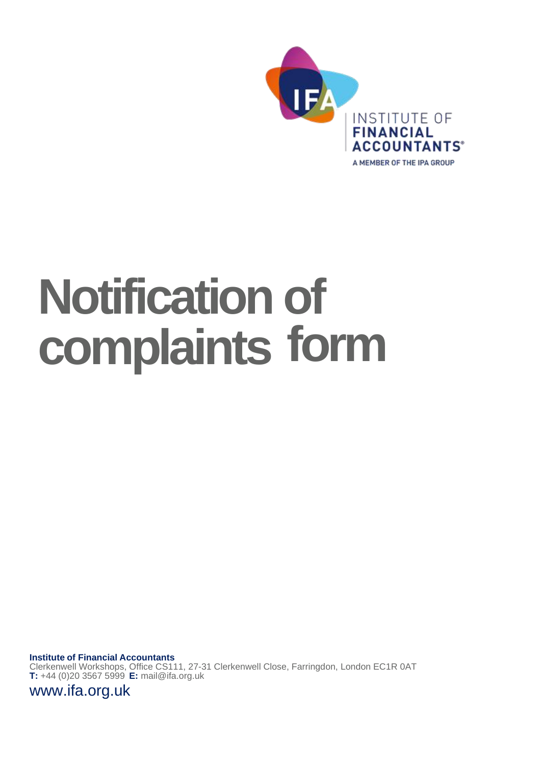INSTITUTE OF **FINANCIAL ACCOUNTANTS**®

A MEMBER OF THE IPA GROUP

# Notification of complaints form

**Institute of Financial Accountants**
Clerkenwell Workshops, Office CS111, 27-31 Clerkenwell Close, Farringdon, London EC1R 0AT
**T:** +44 (0)20 3567 5999 **E:** mail@ifa.org.uk

www.ifa.org.uk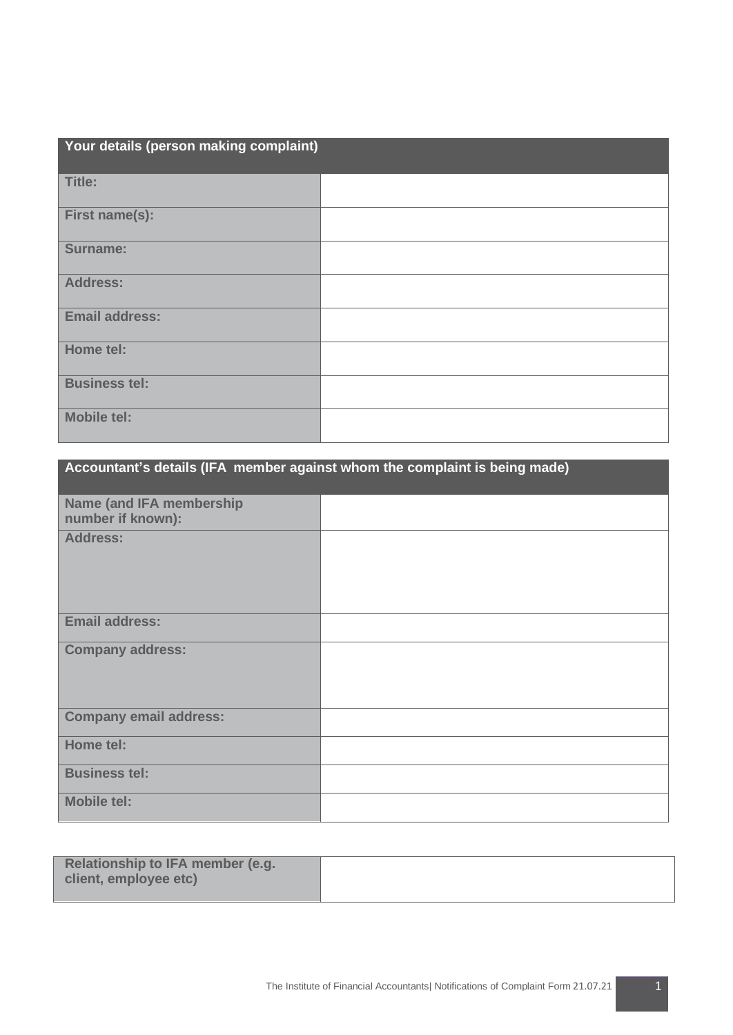| Your details (person making complaint) | |
|---|---|
| **Title:** | |
| **First name(s):** | |
| **Surname:** | |
| **Address:** | |
| **Email address:** | |
| **Home tel:** | |
| **Business tel:** | |
| **Mobile tel:** | |

| Accountant's details (IFA member against whom the complaint is being made) | |
|---|---|
| **Name (and IFA membership number if known):** | |
| **Address:** | |
| **Email address:** | |
| **Company address:** | |
| **Company email address:** | |
| **Home tel:** | |
| **Business tel:** | |
| **Mobile tel:** | |

| | |
|---|---|
| **Relationship to IFA member (e.g. client, employee etc)** | |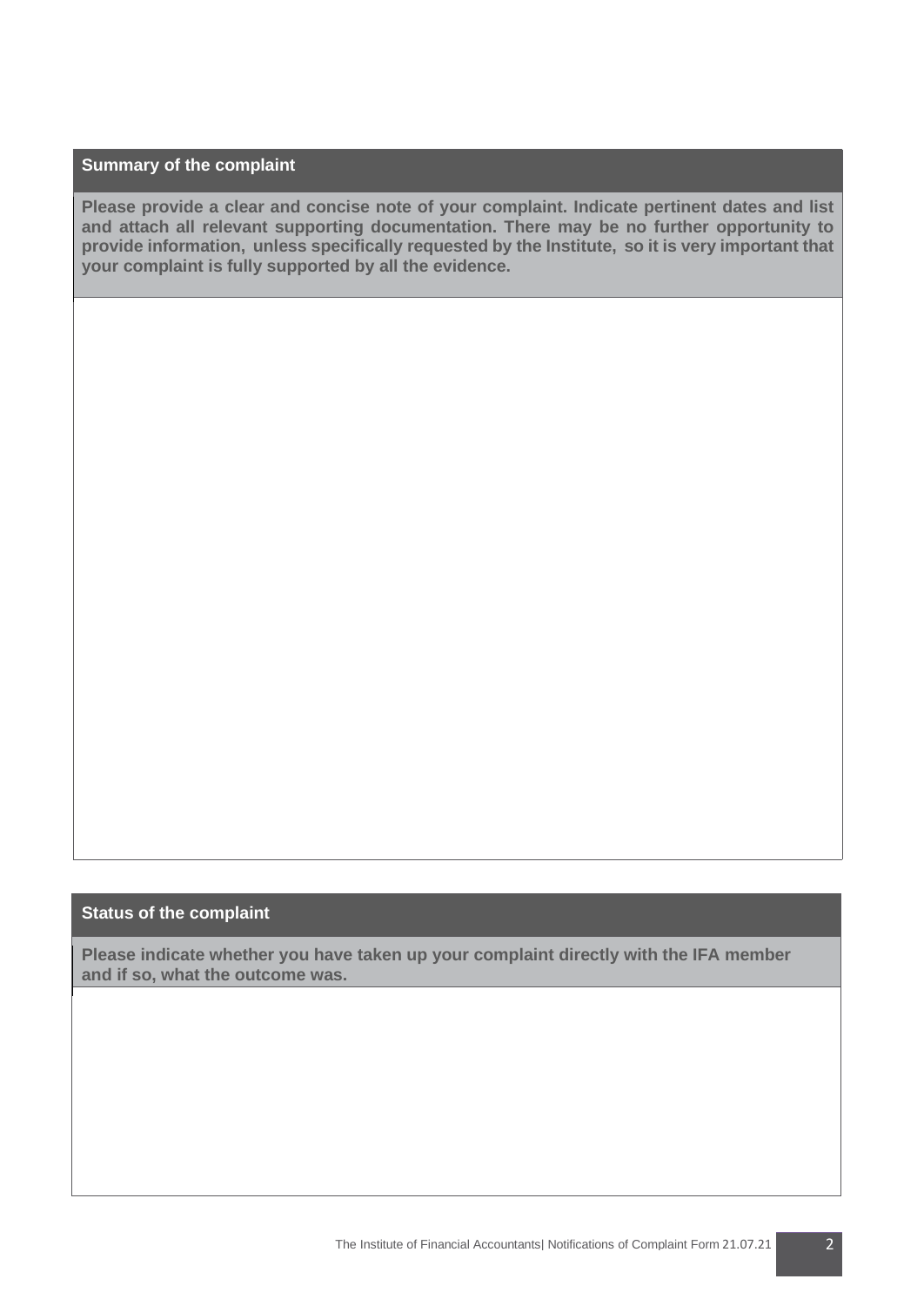## Summary of the complaint

**Please provide a clear and concise note of your complaint. Indicate pertinent dates and list and attach all relevant supporting documentation. There may be no further opportunity to provide information, unless specifically requested by the Institute, so it is very important that your complaint is fully supported by all the evidence.**

## Status of the complaint

**Please indicate whether you have taken up your complaint directly with the IFA member and if so, what the outcome was.**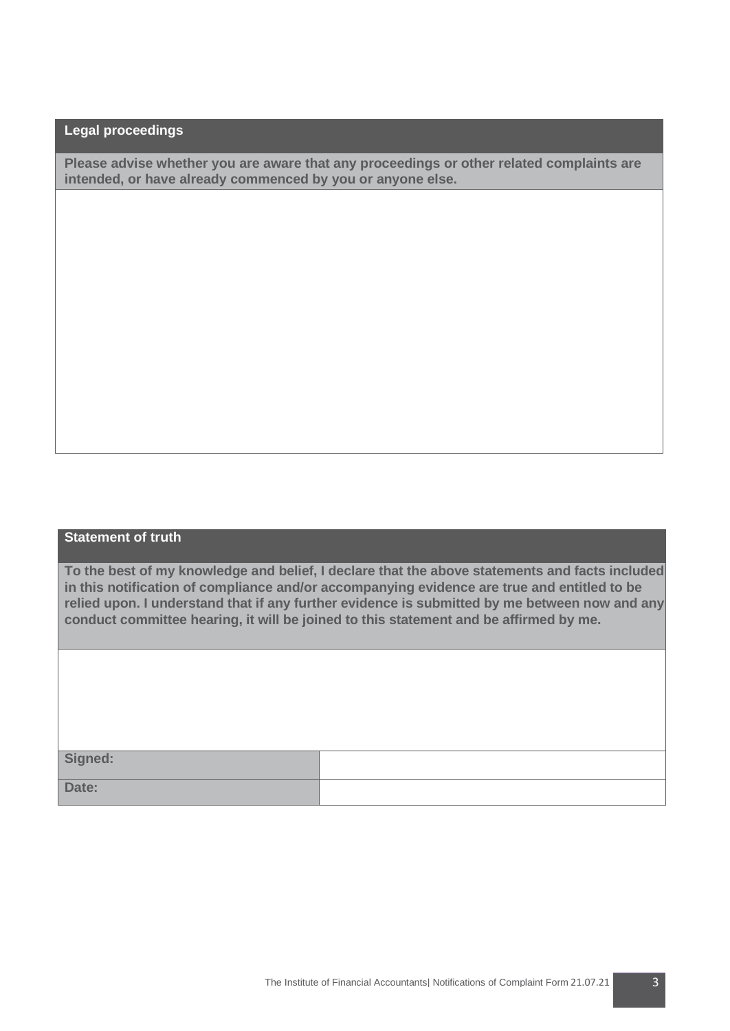## Legal proceedings

**Please advise whether you are aware that any proceedings or other related complaints are intended, or have already commenced by you or anyone else.**

## Statement of truth

**To the best of my knowledge and belief, I declare that the above statements and facts included in this notification of compliance and/or accompanying evidence are true and entitled to be relied upon. I understand that if any further evidence is submitted by me between now and any conduct committee hearing, it will be joined to this statement and be affirmed by me.**

| | |
|---|---|
| **Signed:** | |
| **Date:** | |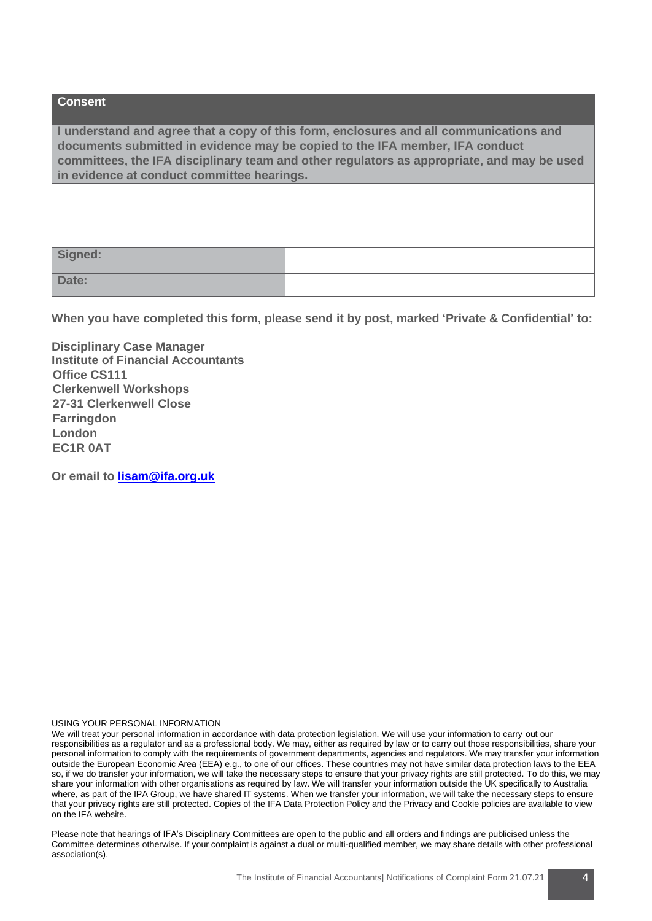| **Consent** |
|---|
| **I understand and agree that a copy of this form, enclosures and all communications and documents submitted in evidence may be copied to the IFA member, IFA conduct committees, the IFA disciplinary team and other regulators as appropriate, and may be used in evidence at conduct committee hearings.** |
| |

| | |
|---|---|
| **Signed:** | |
| **Date:** | |

**When you have completed this form, please send it by post, marked 'Private & Confidential' to:**

**Disciplinary Case Manager**
**Institute of Financial Accountants**
**Office CS111**
**Clerkenwell Workshops**
**27-31 Clerkenwell Close**
**Farringdon**
**London**
**EC1R 0AT**

**Or email to lisam@ifa.org.uk**

USING YOUR PERSONAL INFORMATION

We will treat your personal information in accordance with data protection legislation. We will use your information to carry out our responsibilities as a regulator and as a professional body. We may, either as required by law or to carry out those responsibilities, share your personal information to comply with the requirements of government departments, agencies and regulators. We may transfer your information outside the European Economic Area (EEA) e.g., to one of our offices. These countries may not have similar data protection laws to the EEA so, if we do transfer your information, we will take the necessary steps to ensure that your privacy rights are still protected. To do this, we may share your information with other organisations as required by law. We will transfer your information outside the UK specifically to Australia where, as part of the IPA Group, we have shared IT systems. When we transfer your information, we will take the necessary steps to ensure that your privacy rights are still protected. Copies of the IFA Data Protection Policy and the Privacy and Cookie policies are available to view on the IFA website.

Please note that hearings of IFA's Disciplinary Committees are open to the public and all orders and findings are publicised unless the Committee determines otherwise. If your complaint is against a dual or multi-qualified member, we may share details with other professional association(s).